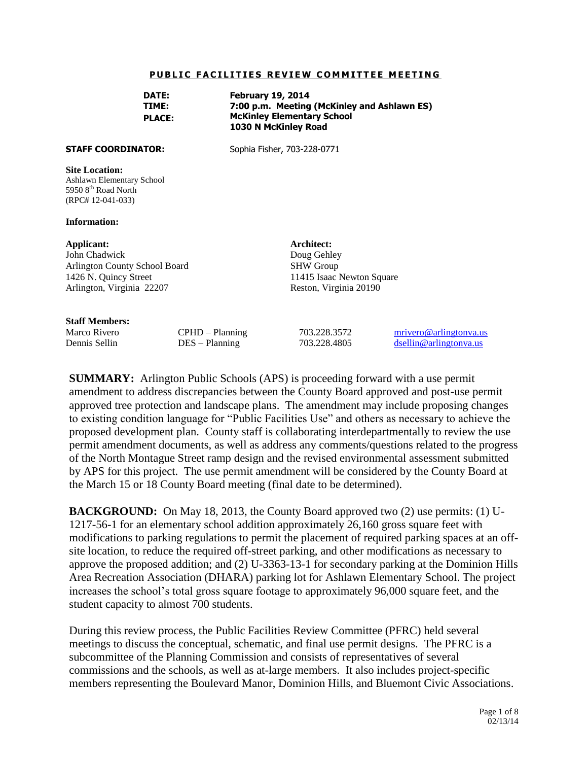# PUBLIC FACILITIES REVIEW COMMITTEE MEETING

**DATE:** **February 19, 2014**
**TIME:** **7:00 p.m. Meeting (McKinley and Ashlawn ES)**
**PLACE:** **McKinley Elementary School**
**1030 N McKinley Road**

**STAFF COORDINATOR:** Sophia Fisher, 703-228-0771

**Site Location:**
Ashlawn Elementary School
5950 8th Road North
(RPC# 12-041-033)

**Information:**

**Applicant:**
John Chadwick
Arlington County School Board
1426 N. Quincy Street
Arlington, Virginia 22207

**Architect:**
Doug Gehley
SHW Group
11415 Isaac Newton Square
Reston, Virginia 20190

**Staff Members:**

| | | | |
|---|---|---|---|
| Marco Rivero | CPHD – Planning | 703.228.3572 | mrivero@arlingtonva.us |
| Dennis Sellin | DES – Planning | 703.228.4805 | dsellin@arlingtonva.us |

**SUMMARY:** Arlington Public Schools (APS) is proceeding forward with a use permit amendment to address discrepancies between the County Board approved and post-use permit approved tree protection and landscape plans. The amendment may include proposing changes to existing condition language for "Public Facilities Use" and others as necessary to achieve the proposed development plan. County staff is collaborating interdepartmentally to review the use permit amendment documents, as well as address any comments/questions related to the progress of the North Montague Street ramp design and the revised environmental assessment submitted by APS for this project. The use permit amendment will be considered by the County Board at the March 15 or 18 County Board meeting (final date to be determined).

**BACKGROUND:** On May 18, 2013, the County Board approved two (2) use permits: (1) U-1217-56-1 for an elementary school addition approximately 26,160 gross square feet with modifications to parking regulations to permit the placement of required parking spaces at an off-site location, to reduce the required off-street parking, and other modifications as necessary to approve the proposed addition; and (2) U-3363-13-1 for secondary parking at the Dominion Hills Area Recreation Association (DHARA) parking lot for Ashlawn Elementary School. The project increases the school's total gross square footage to approximately 96,000 square feet, and the student capacity to almost 700 students.

During this review process, the Public Facilities Review Committee (PFRC) held several meetings to discuss the conceptual, schematic, and final use permit designs. The PFRC is a subcommittee of the Planning Commission and consists of representatives of several commissions and the schools, as well as at-large members. It also includes project-specific members representing the Boulevard Manor, Dominion Hills, and Bluemont Civic Associations.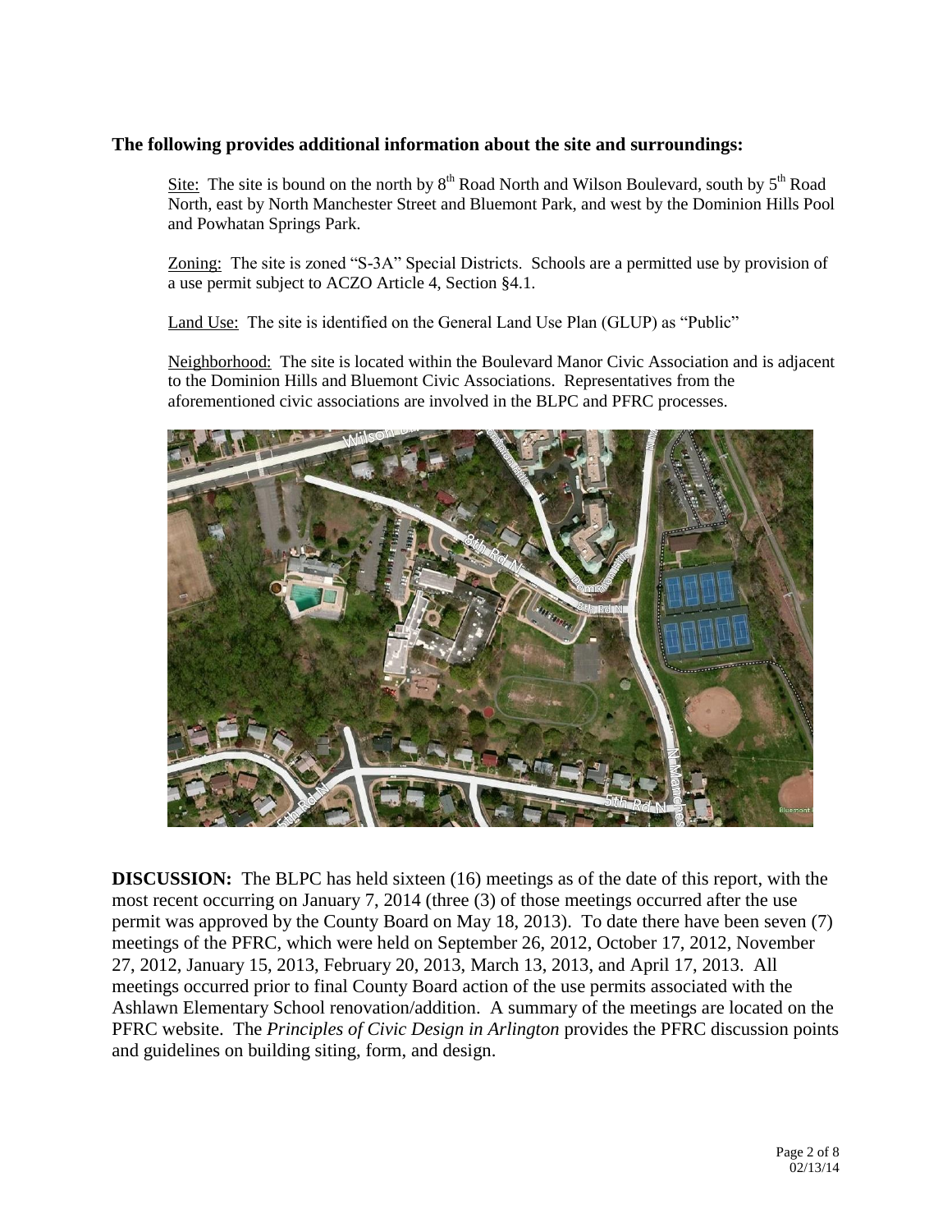**The following provides additional information about the site and surroundings:**

Site: The site is bound on the north by 8th Road North and Wilson Boulevard, south by 5th Road North, east by North Manchester Street and Bluemont Park, and west by the Dominion Hills Pool and Powhatan Springs Park.

Zoning: The site is zoned "S-3A" Special Districts. Schools are a permitted use by provision of a use permit subject to ACZO Article 4, Section §4.1.

Land Use: The site is identified on the General Land Use Plan (GLUP) as "Public"

Neighborhood: The site is located within the Boulevard Manor Civic Association and is adjacent to the Dominion Hills and Bluemont Civic Associations. Representatives from the aforementioned civic associations are involved in the BLPC and PFRC processes.

**DISCUSSION:** The BLPC has held sixteen (16) meetings as of the date of this report, with the most recent occurring on January 7, 2014 (three (3) of those meetings occurred after the use permit was approved by the County Board on May 18, 2013). To date there have been seven (7) meetings of the PFRC, which were held on September 26, 2012, October 17, 2012, November 27, 2012, January 15, 2013, February 20, 2013, March 13, 2013, and April 17, 2013. All meetings occurred prior to final County Board action of the use permits associated with the Ashlawn Elementary School renovation/addition. A summary of the meetings are located on the PFRC website. The *Principles of Civic Design in Arlington* provides the PFRC discussion points and guidelines on building siting, form, and design.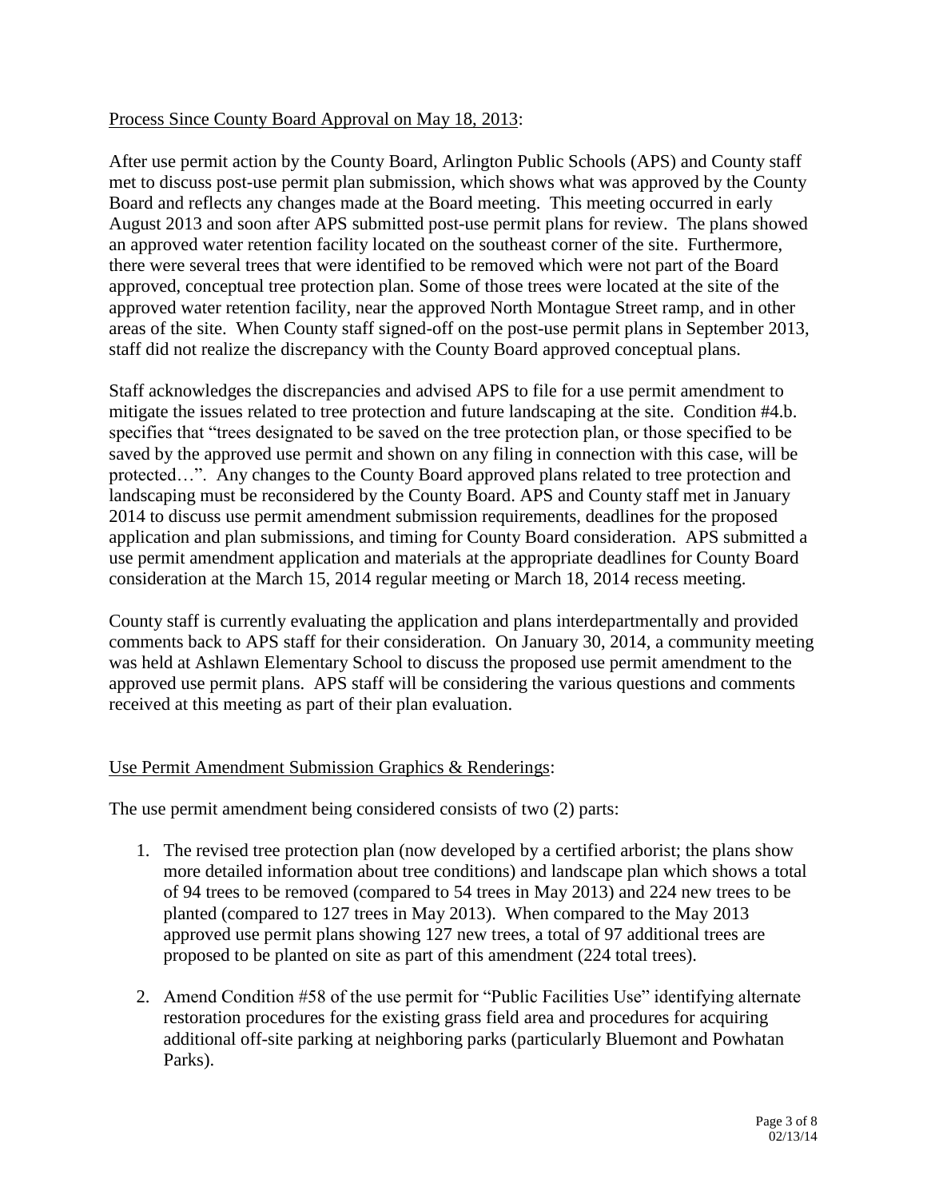Process Since County Board Approval on May 18, 2013:

After use permit action by the County Board, Arlington Public Schools (APS) and County staff met to discuss post-use permit plan submission, which shows what was approved by the County Board and reflects any changes made at the Board meeting. This meeting occurred in early August 2013 and soon after APS submitted post-use permit plans for review. The plans showed an approved water retention facility located on the southeast corner of the site. Furthermore, there were several trees that were identified to be removed which were not part of the Board approved, conceptual tree protection plan. Some of those trees were located at the site of the approved water retention facility, near the approved North Montague Street ramp, and in other areas of the site. When County staff signed-off on the post-use permit plans in September 2013, staff did not realize the discrepancy with the County Board approved conceptual plans.

Staff acknowledges the discrepancies and advised APS to file for a use permit amendment to mitigate the issues related to tree protection and future landscaping at the site. Condition #4.b. specifies that "trees designated to be saved on the tree protection plan, or those specified to be saved by the approved use permit and shown on any filing in connection with this case, will be protected…". Any changes to the County Board approved plans related to tree protection and landscaping must be reconsidered by the County Board. APS and County staff met in January 2014 to discuss use permit amendment submission requirements, deadlines for the proposed application and plan submissions, and timing for County Board consideration. APS submitted a use permit amendment application and materials at the appropriate deadlines for County Board consideration at the March 15, 2014 regular meeting or March 18, 2014 recess meeting.

County staff is currently evaluating the application and plans interdepartmentally and provided comments back to APS staff for their consideration. On January 30, 2014, a community meeting was held at Ashlawn Elementary School to discuss the proposed use permit amendment to the approved use permit plans. APS staff will be considering the various questions and comments received at this meeting as part of their plan evaluation.

Use Permit Amendment Submission Graphics & Renderings:

The use permit amendment being considered consists of two (2) parts:

1. The revised tree protection plan (now developed by a certified arborist; the plans show more detailed information about tree conditions) and landscape plan which shows a total of 94 trees to be removed (compared to 54 trees in May 2013) and 224 new trees to be planted (compared to 127 trees in May 2013). When compared to the May 2013 approved use permit plans showing 127 new trees, a total of 97 additional trees are proposed to be planted on site as part of this amendment (224 total trees).

2. Amend Condition #58 of the use permit for "Public Facilities Use" identifying alternate restoration procedures for the existing grass field area and procedures for acquiring additional off-site parking at neighboring parks (particularly Bluemont and Powhatan Parks).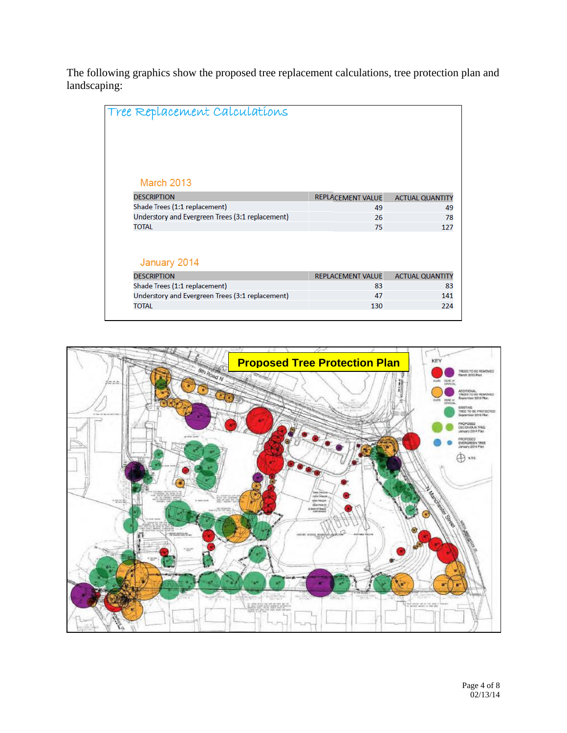The following graphics show the proposed tree replacement calculations, tree protection plan and landscaping:

## Tree Replacement Calculations

### March 2013

| DESCRIPTION | REPLACEMENT VALUE | ACTUAL QUANTITY |
|---|---|---|
| Shade Trees (1:1 replacement) | 49 | 49 |
| Understory and Evergreen Trees (3:1 replacement) | 26 | 78 |
| TOTAL | 75 | 127 |

### January 2014

| DESCRIPTION | REPLACEMENT VALUE | ACTUAL QUANTITY |
|---|---|---|
| Shade Trees (1:1 replacement) | 83 | 83 |
| Understory and Evergreen Trees (3:1 replacement) | 47 | 141 |
| TOTAL | 130 | 224 |

**Proposed Tree Protection Plan**

KEY
- TREES TO BE REMOVED March 2013 Plan (ALIVE / DEAD or CRITICAL)
- ADDITIONAL TREES TO BE REMOVED September 2013 Plan (ALIVE / DEAD or CRITICAL)
- EXISTING TREE TO BE PROTECTED September 2013 Plan
- PROPOSED DECIDUOUS TREE January 2014 Plan
- PROPOSED EVERGREEN TREE January 2014 Plan
- N.T.S.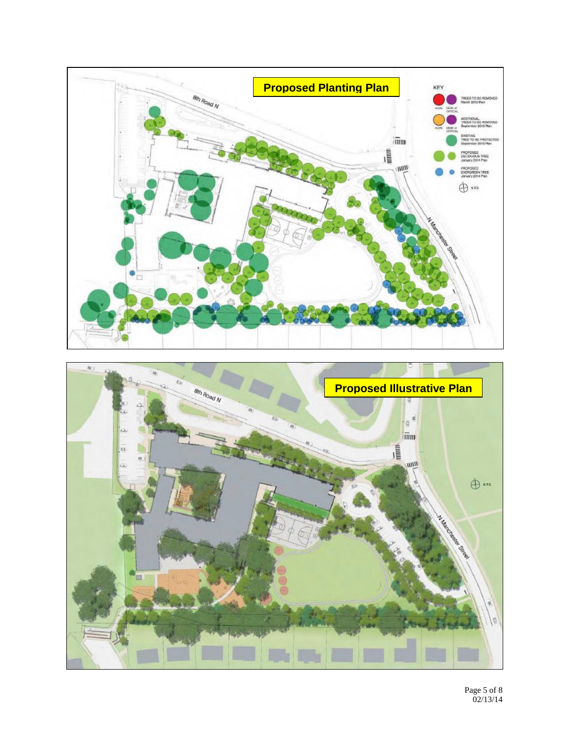## Proposed Planting Plan

## Proposed Illustrative Plan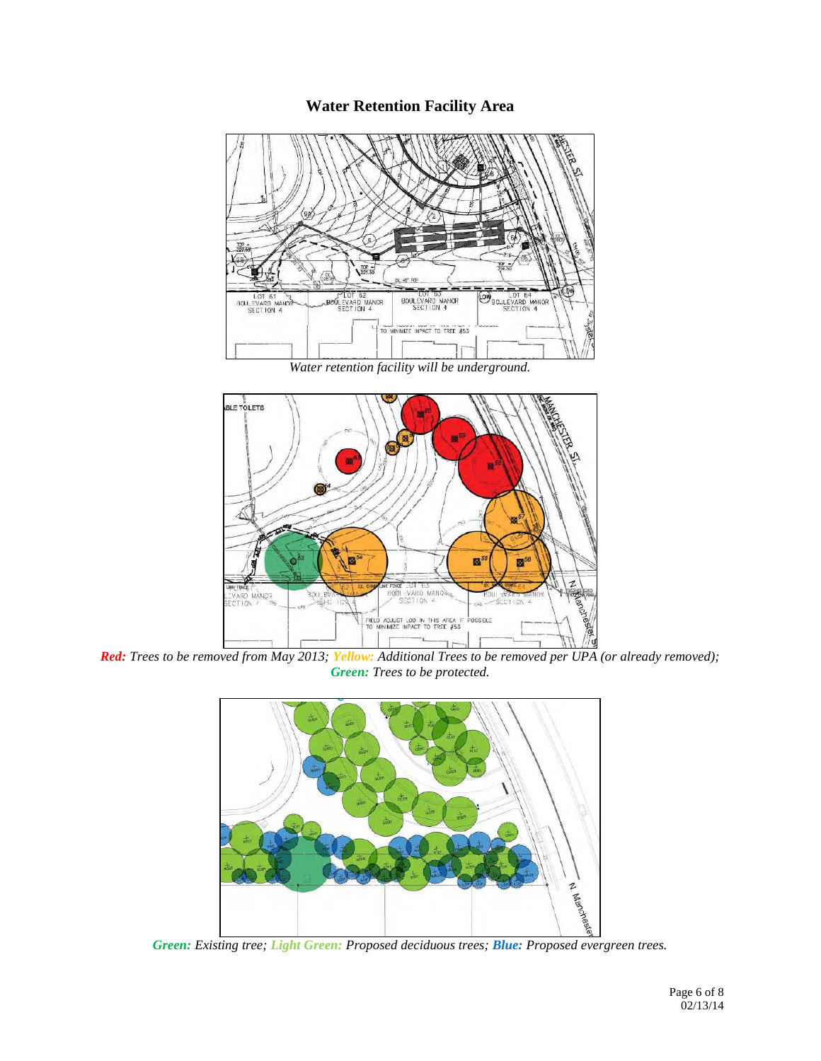## Water Retention Facility Area

*Water retention facility will be underground.*

***Red:*** *Trees to be removed from May 2013;* ***Yellow:*** *Additional Trees to be removed per UPA (or already removed);* ***Green:*** *Trees to be protected.*

***Green:*** *Existing tree;* ***Light Green:*** *Proposed deciduous trees;* ***Blue:*** *Proposed evergreen trees.*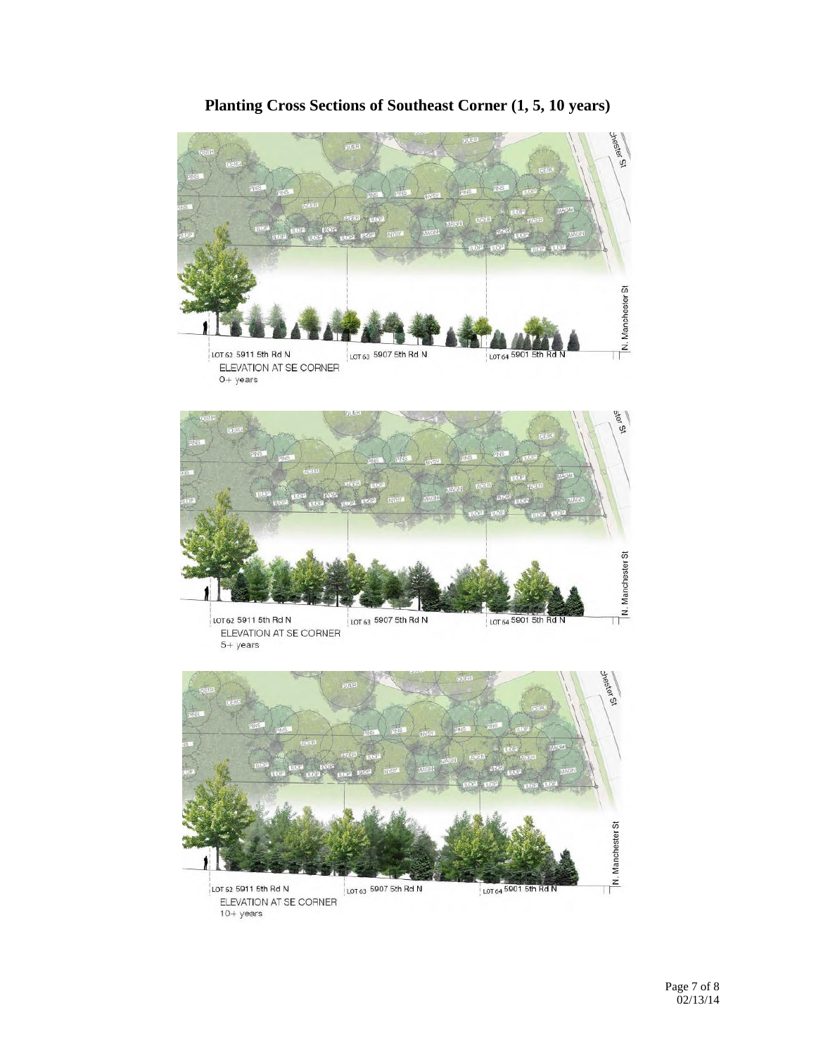# Planting Cross Sections of Southeast Corner (1, 5, 10 years)

LOT 62 5911 5th Rd N
LOT 63 5907 5th Rd N
LOT 64 5901 5th Rd N
N. Manchester St

ELEVATION AT SE CORNER
0+ years

LOT 62 5911 5th Rd N
LOT 63 5907 5th Rd N
LOT 64 5901 5th Rd N
N. Manchester St

ELEVATION AT SE CORNER
5+ years

LOT 62 5911 5th Rd N
LOT 63 5907 5th Rd N
LOT 64 5901 5th Rd N
N. Manchester St

ELEVATION AT SE CORNER
10+ years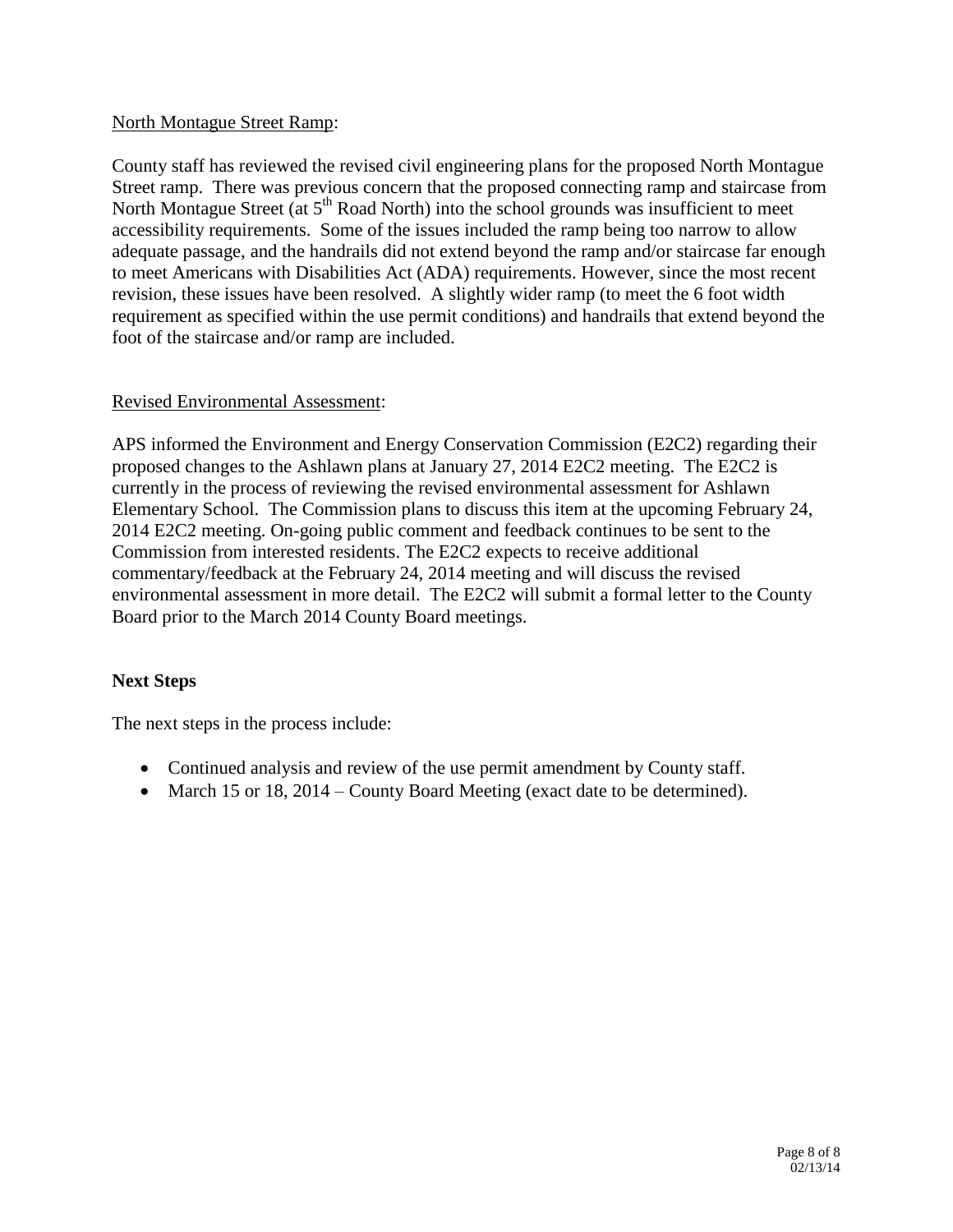North Montague Street Ramp:

County staff has reviewed the revised civil engineering plans for the proposed North Montague Street ramp. There was previous concern that the proposed connecting ramp and staircase from North Montague Street (at 5th Road North) into the school grounds was insufficient to meet accessibility requirements. Some of the issues included the ramp being too narrow to allow adequate passage, and the handrails did not extend beyond the ramp and/or staircase far enough to meet Americans with Disabilities Act (ADA) requirements. However, since the most recent revision, these issues have been resolved. A slightly wider ramp (to meet the 6 foot width requirement as specified within the use permit conditions) and handrails that extend beyond the foot of the staircase and/or ramp are included.

Revised Environmental Assessment:

APS informed the Environment and Energy Conservation Commission (E2C2) regarding their proposed changes to the Ashlawn plans at January 27, 2014 E2C2 meeting. The E2C2 is currently in the process of reviewing the revised environmental assessment for Ashlawn Elementary School. The Commission plans to discuss this item at the upcoming February 24, 2014 E2C2 meeting. On-going public comment and feedback continues to be sent to the Commission from interested residents. The E2C2 expects to receive additional commentary/feedback at the February 24, 2014 meeting and will discuss the revised environmental assessment in more detail. The E2C2 will submit a formal letter to the County Board prior to the March 2014 County Board meetings.

**Next Steps**

The next steps in the process include:

- Continued analysis and review of the use permit amendment by County staff.
- March 15 or 18, 2014 – County Board Meeting (exact date to be determined).